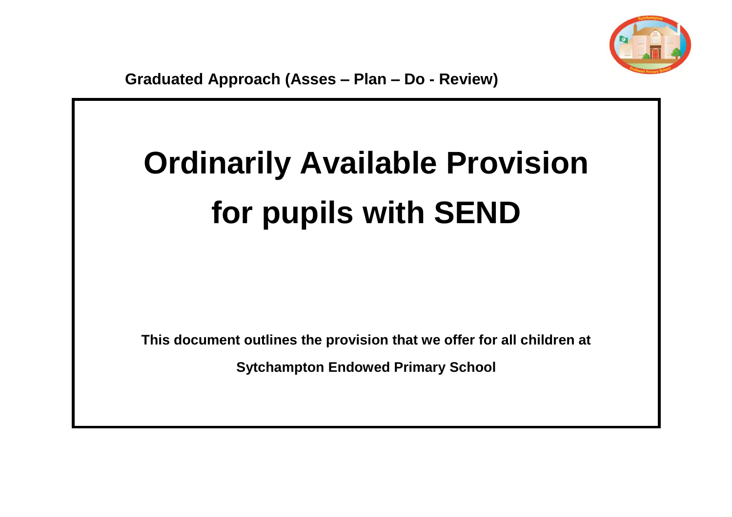**Graduated Approach (Asses – Plan – Do - Review)**

# Ordinarily Available Provision for pupils with SEND

**This document outlines the provision that we offer for all children at Sytchampton Endowed Primary School**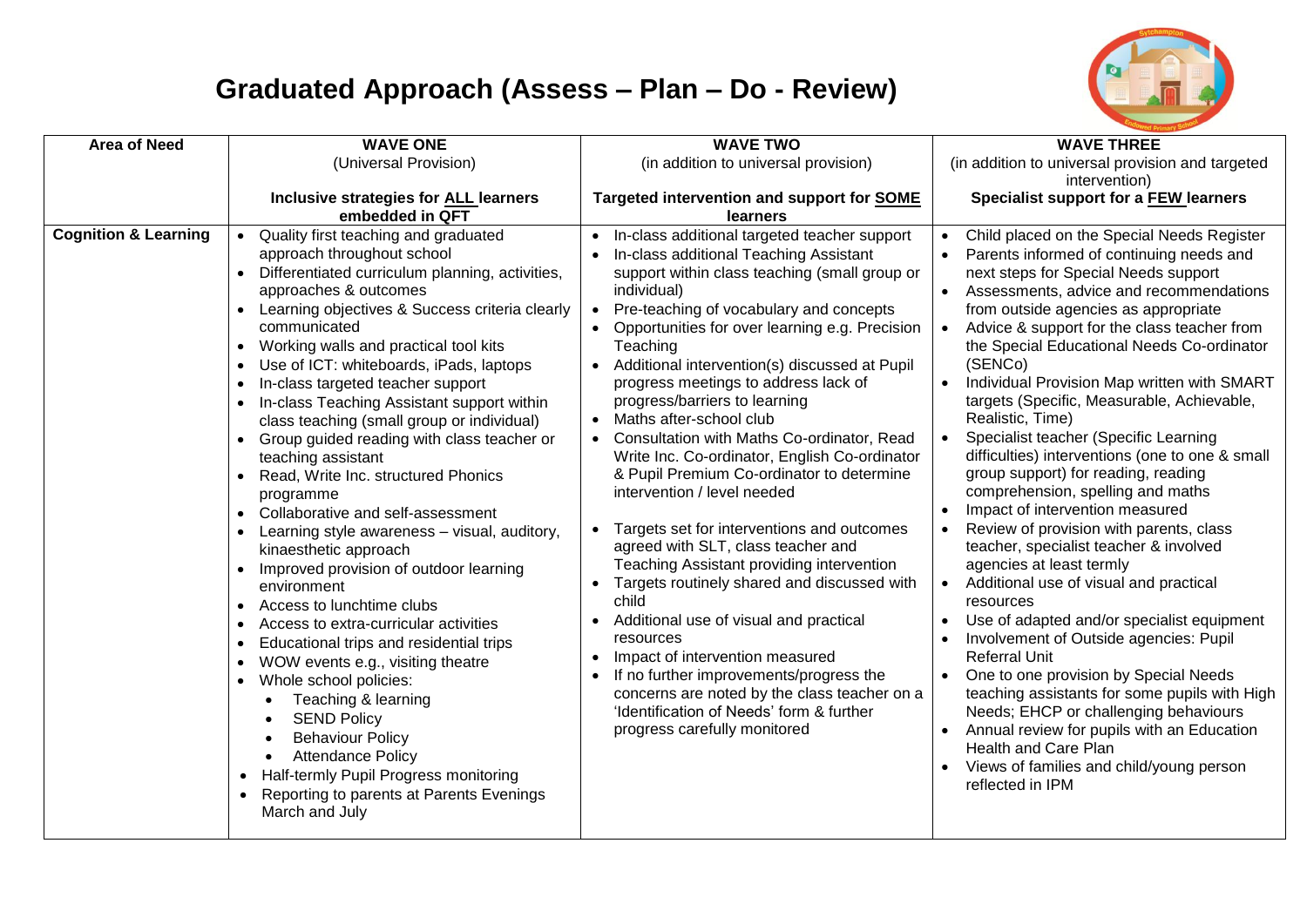# Graduated Approach (Assess – Plan – Do - Review)

| Area of Need | WAVE ONE (Universal Provision) **Inclusive strategies for ALL learners embedded in QFT** | WAVE TWO (in addition to universal provision) **Targeted intervention and support for SOME learners** | WAVE THREE (in addition to universal provision and targeted intervention) **Specialist support for a FEW learners** |
|---|---|---|---|
| **Cognition & Learning** | • Quality first teaching and graduated approach throughout school<br>• Differentiated curriculum planning, activities, approaches & outcomes<br>• Learning objectives & Success criteria clearly communicated<br>• Working walls and practical tool kits<br>• Use of ICT: whiteboards, iPads, laptops<br>• In-class targeted teacher support<br>• In-class Teaching Assistant support within class teaching (small group or individual)<br>• Group guided reading with class teacher or teaching assistant<br>• Read, Write Inc. structured Phonics programme<br>• Collaborative and self-assessment<br>• Learning style awareness – visual, auditory, kinaesthetic approach<br>• Improved provision of outdoor learning environment<br>• Access to lunchtime clubs<br>• Access to extra-curricular activities<br>• Educational trips and residential trips<br>• WOW events e.g., visiting theatre<br>• Whole school policies:<br>  ◦ Teaching & learning<br>  ◦ SEND Policy<br>  ◦ Behaviour Policy<br>  ◦ Attendance Policy<br>• Half-termly Pupil Progress monitoring<br>• Reporting to parents at Parents Evenings March and July | • In-class additional targeted teacher support<br>• In-class additional Teaching Assistant support within class teaching (small group or individual)<br>• Pre-teaching of vocabulary and concepts<br>• Opportunities for over learning e.g. Precision Teaching<br>• Additional intervention(s) discussed at Pupil progress meetings to address lack of progress/barriers to learning<br>• Maths after-school club<br>• Consultation with Maths Co-ordinator, Read Write Inc. Co-ordinator, English Co-ordinator & Pupil Premium Co-ordinator to determine intervention / level needed<br>• Targets set for interventions and outcomes agreed with SLT, class teacher and Teaching Assistant providing intervention<br>• Targets routinely shared and discussed with child<br>• Additional use of visual and practical resources<br>• Impact of intervention measured<br>• If no further improvements/progress the concerns are noted by the class teacher on a 'Identification of Needs' form & further progress carefully monitored | • Child placed on the Special Needs Register<br>• Parents informed of continuing needs and next steps for Special Needs support<br>• Assessments, advice and recommendations from outside agencies as appropriate<br>• Advice & support for the class teacher from the Special Educational Needs Co-ordinator (SENCo)<br>• Individual Provision Map written with SMART targets (Specific, Measurable, Achievable, Realistic, Time)<br>• Specialist teacher (Specific Learning difficulties) interventions (one to one & small group support) for reading, reading comprehension, spelling and maths<br>• Impact of intervention measured<br>• Review of provision with parents, class teacher, specialist teacher & involved agencies at least termly<br>• Additional use of visual and practical resources<br>• Use of adapted and/or specialist equipment<br>• Involvement of Outside agencies: Pupil Referral Unit<br>• One to one provision by Special Needs teaching assistants for some pupils with High Needs; EHCP or challenging behaviours<br>• Annual review for pupils with an Education Health and Care Plan<br>• Views of families and child/young person reflected in IPM |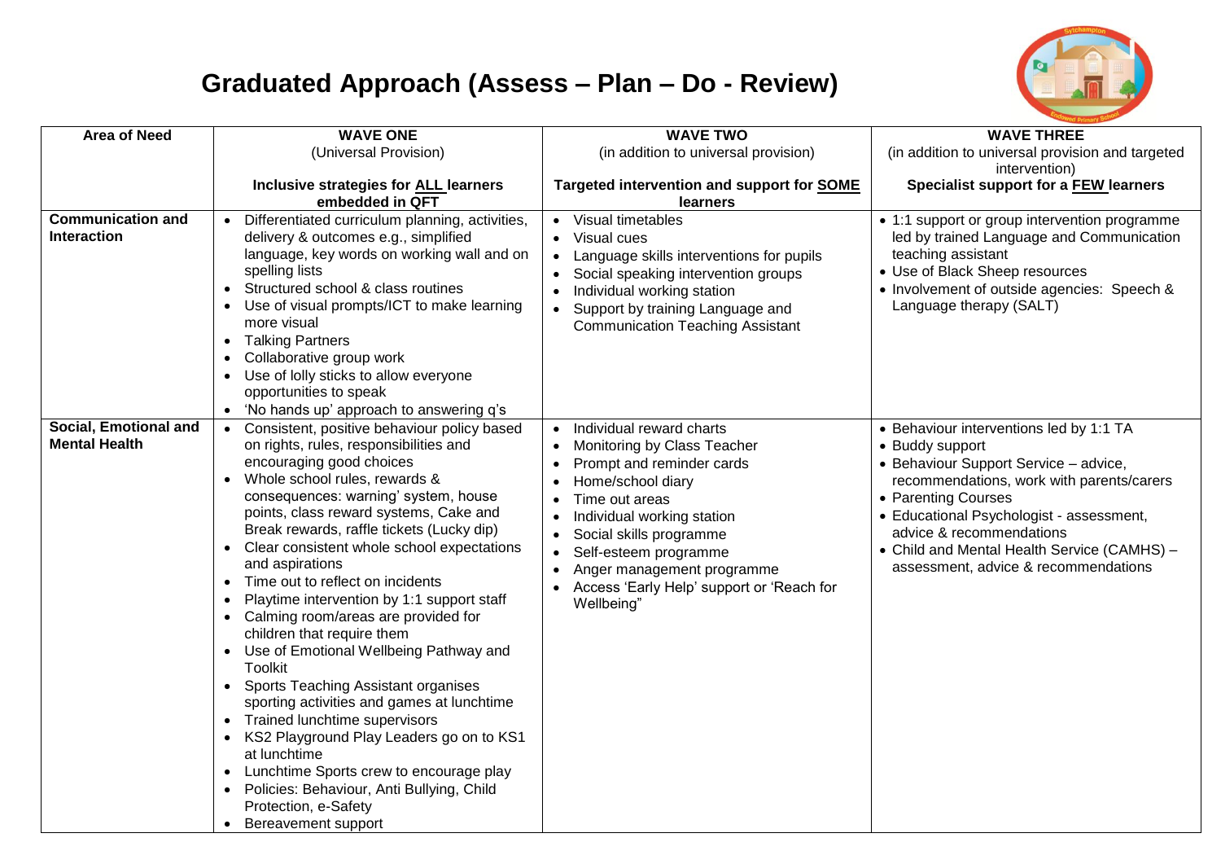# Graduated Approach (Assess – Plan – Do - Review)

| Area of Need | WAVE ONE (Universal Provision) **Inclusive strategies for ALL learners embedded in QFT** | WAVE TWO (in addition to universal provision) **Targeted intervention and support for SOME learners** | WAVE THREE (in addition to universal provision and targeted intervention) **Specialist support for a FEW learners** |
|---|---|---|---|
| **Communication and Interaction** | • Differentiated curriculum planning, activities, delivery & outcomes e.g., simplified language, key words on working wall and on spelling lists<br>• Structured school & class routines<br>• Use of visual prompts/ICT to make learning more visual<br>• Talking Partners<br>• Collaborative group work<br>• Use of lolly sticks to allow everyone opportunities to speak<br>• 'No hands up' approach to answering q's | • Visual timetables<br>• Visual cues<br>• Language skills interventions for pupils<br>• Social speaking intervention groups<br>• Individual working station<br>• Support by training Language and Communication Teaching Assistant | • 1:1 support or group intervention programme led by trained Language and Communication teaching assistant<br>• Use of Black Sheep resources<br>• Involvement of outside agencies: Speech & Language therapy (SALT) |
| **Social, Emotional and Mental Health** | • Consistent, positive behaviour policy based on rights, rules, responsibilities and encouraging good choices<br>• Whole school rules, rewards & consequences: warning' system, house points, class reward systems, Cake and Break rewards, raffle tickets (Lucky dip)<br>• Clear consistent whole school expectations and aspirations<br>• Time out to reflect on incidents<br>• Playtime intervention by 1:1 support staff<br>• Calming room/areas are provided for children that require them<br>• Use of Emotional Wellbeing Pathway and Toolkit<br>• Sports Teaching Assistant organises sporting activities and games at lunchtime<br>• Trained lunchtime supervisors<br>• KS2 Playground Play Leaders go on to KS1 at lunchtime<br>• Lunchtime Sports crew to encourage play<br>• Policies: Behaviour, Anti Bullying, Child Protection, e-Safety<br>• Bereavement support | • Individual reward charts<br>• Monitoring by Class Teacher<br>• Prompt and reminder cards<br>• Home/school diary<br>• Time out areas<br>• Individual working station<br>• Social skills programme<br>• Self-esteem programme<br>• Anger management programme<br>• Access 'Early Help' support or 'Reach for Wellbeing" | • Behaviour interventions led by 1:1 TA<br>• Buddy support<br>• Behaviour Support Service – advice, recommendations, work with parents/carers<br>• Parenting Courses<br>• Educational Psychologist - assessment, advice & recommendations<br>• Child and Mental Health Service (CAMHS) – assessment, advice & recommendations |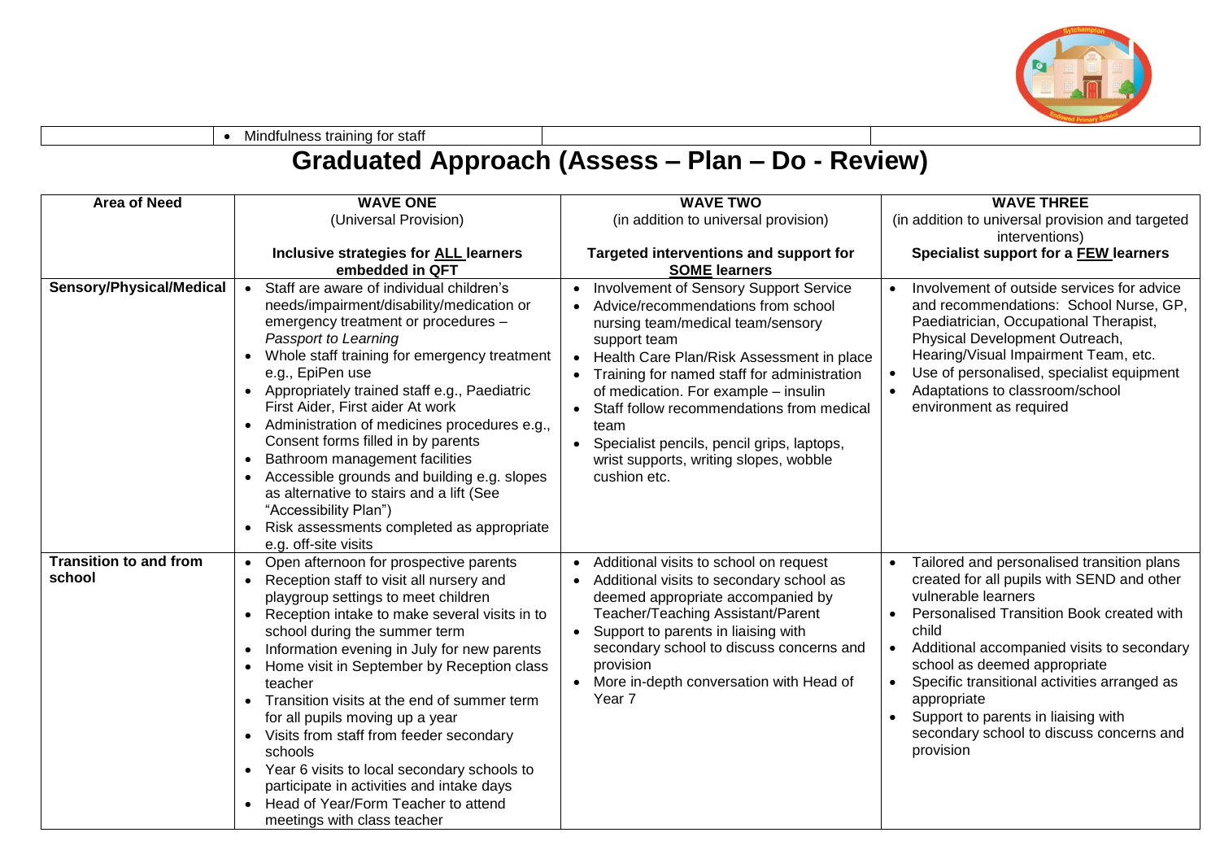| | • Mindfulness training for staff | | |
|---|---|---|---|

# Graduated Approach (Assess – Plan – Do - Review)

| Area of Need | WAVE ONE (Universal Provision) **Inclusive strategies for ALL learners embedded in QFT** | WAVE TWO (in addition to universal provision) **Targeted interventions and support for SOME learners** | WAVE THREE (in addition to universal provision and targeted interventions) **Specialist support for a FEW learners** |
|---|---|---|---|
| **Sensory/Physical/Medical** | • Staff are aware of individual children's needs/impairment/disability/medication or emergency treatment or procedures – *Passport to Learning*<br>• Whole staff training for emergency treatment e.g., EpiPen use<br>• Appropriately trained staff e.g., Paediatric First Aider, First aider At work<br>• Administration of medicines procedures e.g., Consent forms filled in by parents<br>• Bathroom management facilities<br>• Accessible grounds and building e.g. slopes as alternative to stairs and a lift (See "Accessibility Plan")<br>• Risk assessments completed as appropriate e.g. off-site visits | • Involvement of Sensory Support Service<br>• Advice/recommendations from school nursing team/medical team/sensory support team<br>• Health Care Plan/Risk Assessment in place<br>• Training for named staff for administration of medication. For example – insulin<br>• Staff follow recommendations from medical team<br>• Specialist pencils, pencil grips, laptops, wrist supports, writing slopes, wobble cushion etc. | • Involvement of outside services for advice and recommendations: School Nurse, GP, Paediatrician, Occupational Therapist, Physical Development Outreach, Hearing/Visual Impairment Team, etc.<br>• Use of personalised, specialist equipment<br>• Adaptations to classroom/school environment as required |
| **Transition to and from school** | • Open afternoon for prospective parents<br>• Reception staff to visit all nursery and playgroup settings to meet children<br>• Reception intake to make several visits in to school during the summer term<br>• Information evening in July for new parents<br>• Home visit in September by Reception class teacher<br>• Transition visits at the end of summer term for all pupils moving up a year<br>• Visits from staff from feeder secondary schools<br>• Year 6 visits to local secondary schools to participate in activities and intake days<br>• Head of Year/Form Teacher to attend meetings with class teacher | • Additional visits to school on request<br>• Additional visits to secondary school as deemed appropriate accompanied by Teacher/Teaching Assistant/Parent<br>• Support to parents in liaising with secondary school to discuss concerns and provision<br>• More in-depth conversation with Head of Year 7 | • Tailored and personalised transition plans created for all pupils with SEND and other vulnerable learners<br>• Personalised Transition Book created with child<br>• Additional accompanied visits to secondary school as deemed appropriate<br>• Specific transitional activities arranged as appropriate<br>• Support to parents in liaising with secondary school to discuss concerns and provision |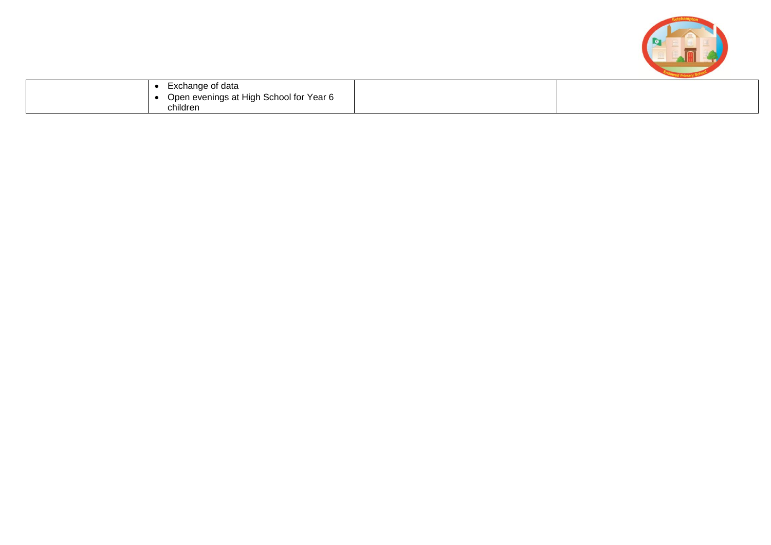| | | | |
|---|---|---|---|
| | • Exchange of data<br>• Open evenings at High School for Year 6 children | | |